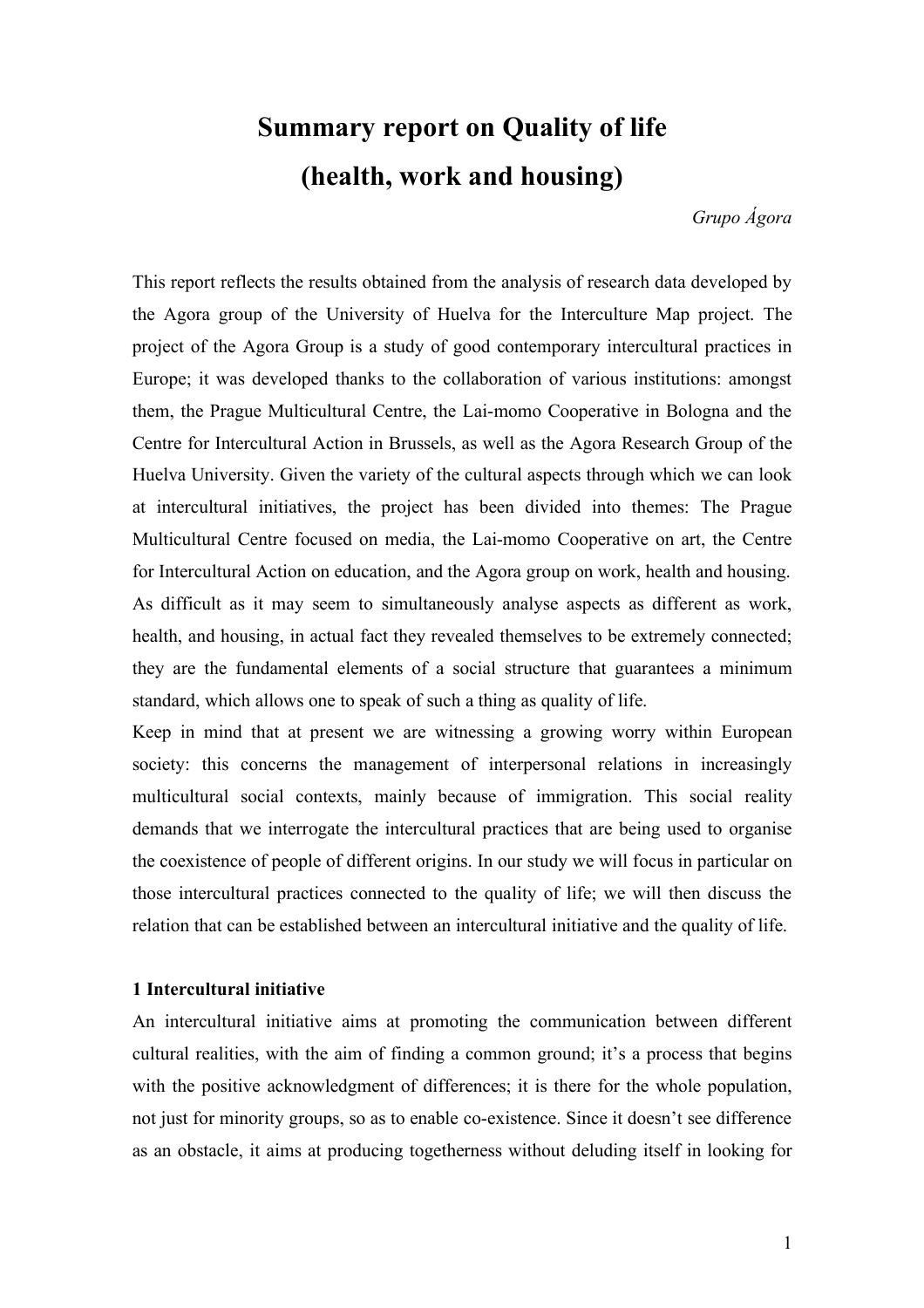# Summary report on Quality of life
# (health, work and housing)

*Grupo Ágora*

This report reflects the results obtained from the analysis of research data developed by the Agora group of the University of Huelva for the Interculture Map project. The project of the Agora Group is a study of good contemporary intercultural practices in Europe; it was developed thanks to the collaboration of various institutions: amongst them, the Prague Multicultural Centre, the Lai-momo Cooperative in Bologna and the Centre for Intercultural Action in Brussels, as well as the Agora Research Group of the Huelva University. Given the variety of the cultural aspects through which we can look at intercultural initiatives, the project has been divided into themes: The Prague Multicultural Centre focused on media, the Lai-momo Cooperative on art, the Centre for Intercultural Action on education, and the Agora group on work, health and housing. As difficult as it may seem to simultaneously analyse aspects as different as work, health, and housing, in actual fact they revealed themselves to be extremely connected; they are the fundamental elements of a social structure that guarantees a minimum standard, which allows one to speak of such a thing as quality of life.

Keep in mind that at present we are witnessing a growing worry within European society: this concerns the management of interpersonal relations in increasingly multicultural social contexts, mainly because of immigration. This social reality demands that we interrogate the intercultural practices that are being used to organise the coexistence of people of different origins. In our study we will focus in particular on those intercultural practices connected to the quality of life; we will then discuss the relation that can be established between an intercultural initiative and the quality of life.

### 1 Intercultural initiative

An intercultural initiative aims at promoting the communication between different cultural realities, with the aim of finding a common ground; it's a process that begins with the positive acknowledgment of differences; it is there for the whole population, not just for minority groups, so as to enable co-existence. Since it doesn't see difference as an obstacle, it aims at producing togetherness without deluding itself in looking for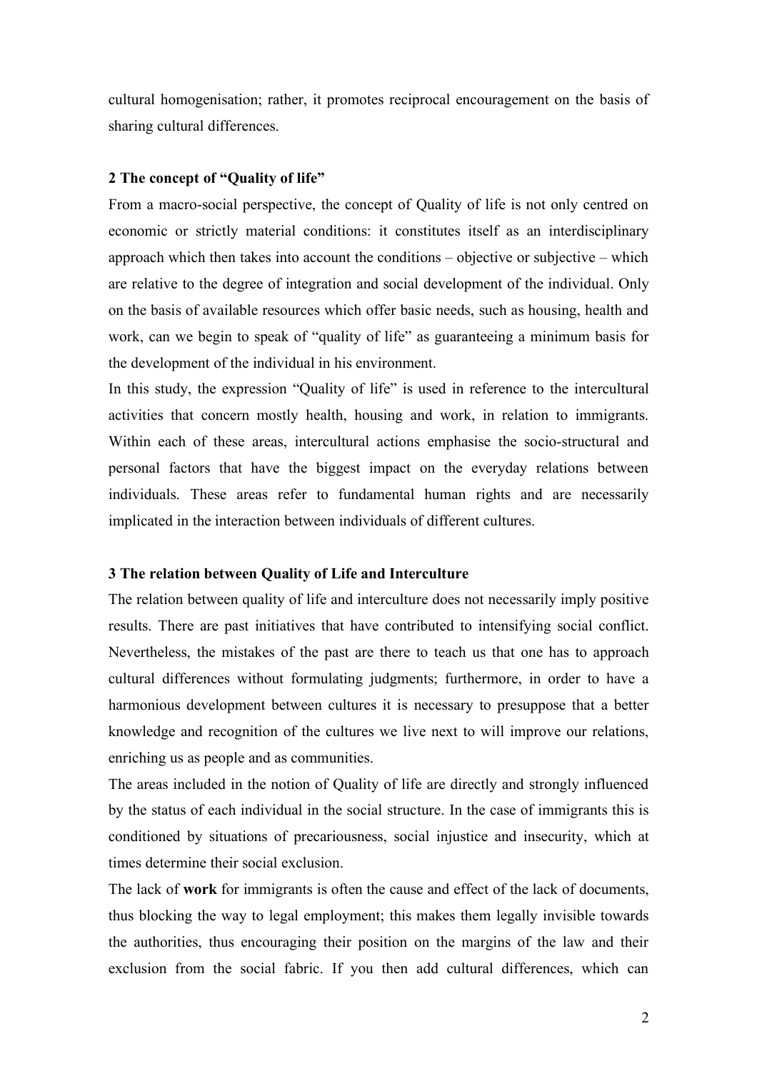cultural homogenisation; rather, it promotes reciprocal encouragement on the basis of sharing cultural differences.

## 2 The concept of "Quality of life"

From a macro-social perspective, the concept of Quality of life is not only centred on economic or strictly material conditions: it constitutes itself as an interdisciplinary approach which then takes into account the conditions – objective or subjective – which are relative to the degree of integration and social development of the individual. Only on the basis of available resources which offer basic needs, such as housing, health and work, can we begin to speak of "quality of life" as guaranteeing a minimum basis for the development of the individual in his environment.

In this study, the expression "Quality of life" is used in reference to the intercultural activities that concern mostly health, housing and work, in relation to immigrants. Within each of these areas, intercultural actions emphasise the socio-structural and personal factors that have the biggest impact on the everyday relations between individuals. These areas refer to fundamental human rights and are necessarily implicated in the interaction between individuals of different cultures.

## 3 The relation between Quality of Life and Interculture

The relation between quality of life and interculture does not necessarily imply positive results. There are past initiatives that have contributed to intensifying social conflict. Nevertheless, the mistakes of the past are there to teach us that one has to approach cultural differences without formulating judgments; furthermore, in order to have a harmonious development between cultures it is necessary to presuppose that a better knowledge and recognition of the cultures we live next to will improve our relations, enriching us as people and as communities.

The areas included in the notion of Quality of life are directly and strongly influenced by the status of each individual in the social structure. In the case of immigrants this is conditioned by situations of precariousness, social injustice and insecurity, which at times determine their social exclusion.

The lack of **work** for immigrants is often the cause and effect of the lack of documents, thus blocking the way to legal employment; this makes them legally invisible towards the authorities, thus encouraging their position on the margins of the law and their exclusion from the social fabric. If you then add cultural differences, which can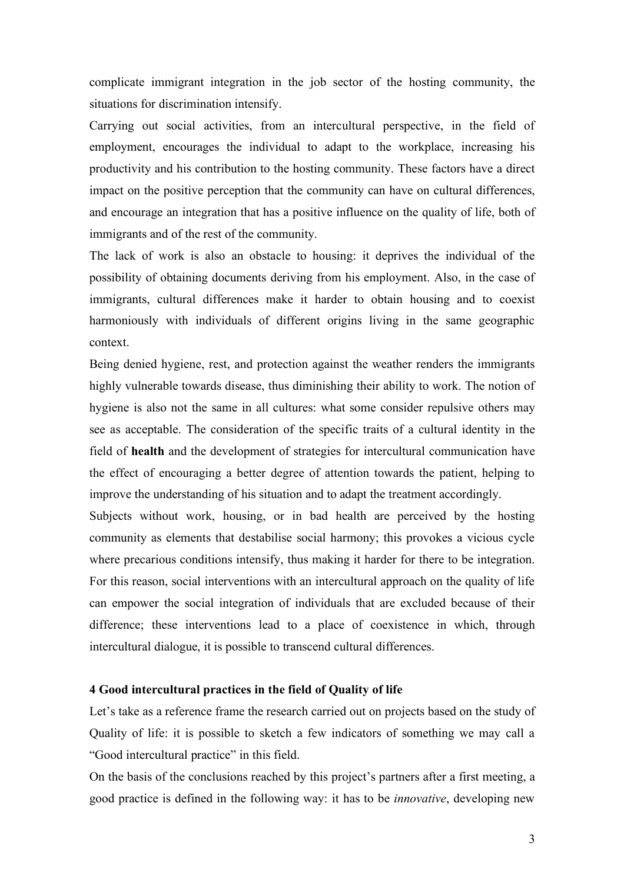complicate immigrant integration in the job sector of the hosting community, the situations for discrimination intensify.

Carrying out social activities, from an intercultural perspective, in the field of employment, encourages the individual to adapt to the workplace, increasing his productivity and his contribution to the hosting community. These factors have a direct impact on the positive perception that the community can have on cultural differences, and encourage an integration that has a positive influence on the quality of life, both of immigrants and of the rest of the community.

The lack of work is also an obstacle to housing: it deprives the individual of the possibility of obtaining documents deriving from his employment. Also, in the case of immigrants, cultural differences make it harder to obtain housing and to coexist harmoniously with individuals of different origins living in the same geographic context.

Being denied hygiene, rest, and protection against the weather renders the immigrants highly vulnerable towards disease, thus diminishing their ability to work. The notion of hygiene is also not the same in all cultures: what some consider repulsive others may see as acceptable. The consideration of the specific traits of a cultural identity in the field of **health** and the development of strategies for intercultural communication have the effect of encouraging a better degree of attention towards the patient, helping to improve the understanding of his situation and to adapt the treatment accordingly.

Subjects without work, housing, or in bad health are perceived by the hosting community as elements that destabilise social harmony; this provokes a vicious cycle where precarious conditions intensify, thus making it harder for there to be integration. For this reason, social interventions with an intercultural approach on the quality of life can empower the social integration of individuals that are excluded because of their difference; these interventions lead to a place of coexistence in which, through intercultural dialogue, it is possible to transcend cultural differences.

### 4 Good intercultural practices in the field of Quality of life

Let's take as a reference frame the research carried out on projects based on the study of Quality of life: it is possible to sketch a few indicators of something we may call a "Good intercultural practice" in this field.

On the basis of the conclusions reached by this project's partners after a first meeting, a good practice is defined in the following way: it has to be *innovative*, developing new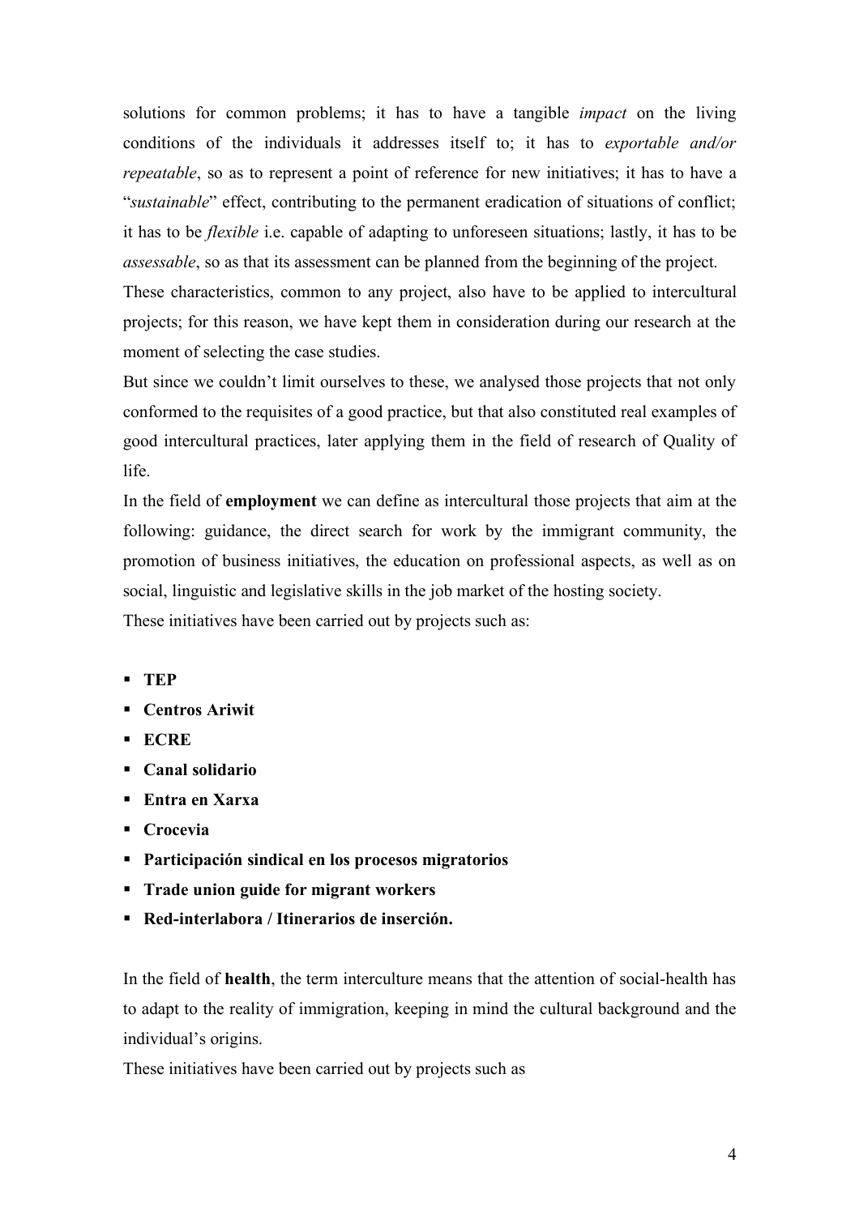solutions for common problems; it has to have a tangible *impact* on the living conditions of the individuals it addresses itself to; it has to *exportable and/or repeatable*, so as to represent a point of reference for new initiatives; it has to have a "*sustainable*" effect, contributing to the permanent eradication of situations of conflict; it has to be *flexible* i.e. capable of adapting to unforeseen situations; lastly, it has to be *assessable*, so as that its assessment can be planned from the beginning of the project.

These characteristics, common to any project, also have to be applied to intercultural projects; for this reason, we have kept them in consideration during our research at the moment of selecting the case studies.

But since we couldn't limit ourselves to these, we analysed those projects that not only conformed to the requisites of a good practice, but that also constituted real examples of good intercultural practices, later applying them in the field of research of Quality of life.

In the field of **employment** we can define as intercultural those projects that aim at the following: guidance, the direct search for work by the immigrant community, the promotion of business initiatives, the education on professional aspects, as well as on social, linguistic and legislative skills in the job market of the hosting society.

These initiatives have been carried out by projects such as:

- **TEP**
- **Centros Ariwit**
- **ECRE**
- **Canal solidario**
- **Entra en Xarxa**
- **Crocevia**
- **Participación sindical en los procesos migratorios**
- **Trade union guide for migrant workers**
- **Red-interlabora / Itinerarios de inserción.**

In the field of **health**, the term interculture means that the attention of social-health has to adapt to the reality of immigration, keeping in mind the cultural background and the individual's origins.

These initiatives have been carried out by projects such as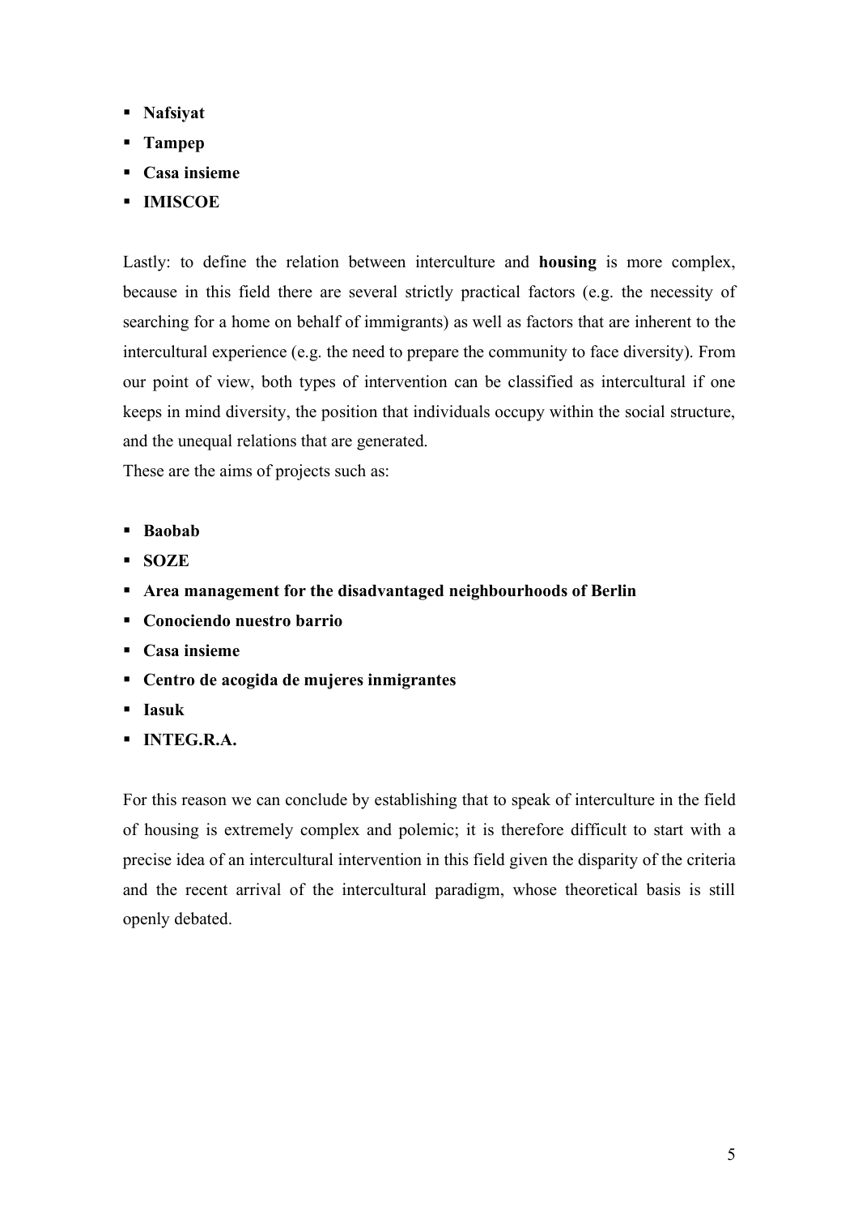- **Nafsiyat**
- **Tampep**
- **Casa insieme**
- **IMISCOE**

Lastly: to define the relation between interculture and **housing** is more complex, because in this field there are several strictly practical factors (e.g. the necessity of searching for a home on behalf of immigrants) as well as factors that are inherent to the intercultural experience (e.g. the need to prepare the community to face diversity). From our point of view, both types of intervention can be classified as intercultural if one keeps in mind diversity, the position that individuals occupy within the social structure, and the unequal relations that are generated.
These are the aims of projects such as:

- **Baobab**
- **SOZE**
- **Area management for the disadvantaged neighbourhoods of Berlin**
- **Conociendo nuestro barrio**
- **Casa insieme**
- **Centro de acogida de mujeres inmigrantes**
- **Iasuk**
- **INTEG.R.A.**

For this reason we can conclude by establishing that to speak of interculture in the field of housing is extremely complex and polemic; it is therefore difficult to start with a precise idea of an intercultural intervention in this field given the disparity of the criteria and the recent arrival of the intercultural paradigm, whose theoretical basis is still openly debated.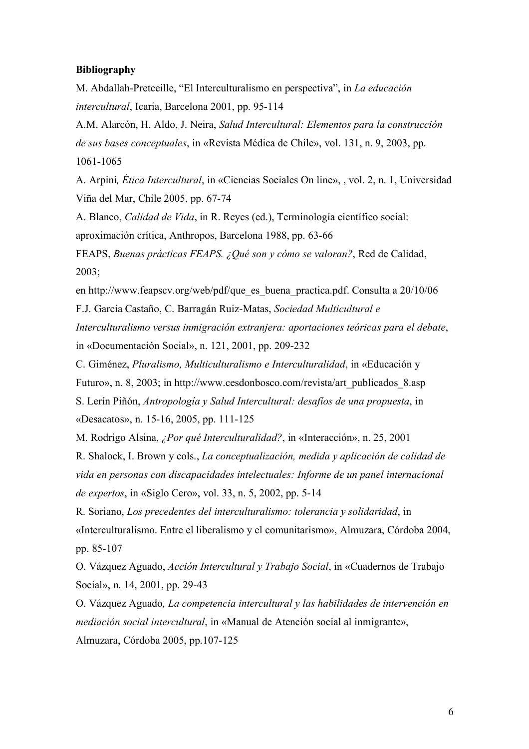**Bibliography**

M. Abdallah-Pretceille, "El Interculturalismo en perspectiva", in *La educación intercultural*, Icaria, Barcelona 2001, pp. 95-114

A.M. Alarcón, H. Aldo, J. Neira, *Salud Intercultural: Elementos para la construcción de sus bases conceptuales*, in «Revista Médica de Chile», vol. 131, n. 9, 2003, pp. 1061-1065

A. Arpini*, Ética Intercultural*, in «Ciencias Sociales On line», , vol. 2, n. 1, Universidad Viña del Mar, Chile 2005, pp. 67-74

A. Blanco, *Calidad de Vida*, in R. Reyes (ed.), Terminología científico social: aproximación crítica, Anthropos, Barcelona 1988, pp. 63-66

FEAPS, *Buenas prácticas FEAPS. ¿Qué son y cómo se valoran?*, Red de Calidad, 2003;

en http://www.feapscv.org/web/pdf/que_es_buena_practica.pdf. Consulta a 20/10/06

F.J. García Castaño, C. Barragán Ruiz-Matas, *Sociedad Multicultural e Interculturalismo versus inmigración extranjera: aportaciones teóricas para el debate*, in «Documentación Social», n. 121, 2001, pp. 209-232

C. Giménez, *Pluralismo, Multiculturalismo e Interculturalidad*, in «Educación y Futuro», n. 8, 2003; in http://www.cesdonbosco.com/revista/art_publicados_8.asp

S. Lerín Piñón, *Antropología y Salud Intercultural: desafíos de una propuesta*, in «Desacatos», n. 15-16, 2005, pp. 111-125

M. Rodrigo Alsina, *¿Por qué Interculturalidad?*, in «Interacción», n. 25, 2001

R. Shalock, I. Brown y cols., *La conceptualización, medida y aplicación de calidad de vida en personas con discapacidades intelectuales: Informe de un panel internacional de expertos*, in «Siglo Cero», vol. 33, n. 5, 2002, pp. 5-14

R. Soriano, *Los precedentes del interculturalismo: tolerancia y solidaridad*, in «Interculturalismo. Entre el liberalismo y el comunitarismo», Almuzara, Córdoba 2004, pp. 85-107

O. Vázquez Aguado, *Acción Intercultural y Trabajo Social*, in «Cuadernos de Trabajo Social», n. 14, 2001, pp. 29-43

O. Vázquez Aguado*, La competencia intercultural y las habilidades de intervención en mediación social intercultural*, in «Manual de Atención social al inmigrante», Almuzara, Córdoba 2005, pp.107-125